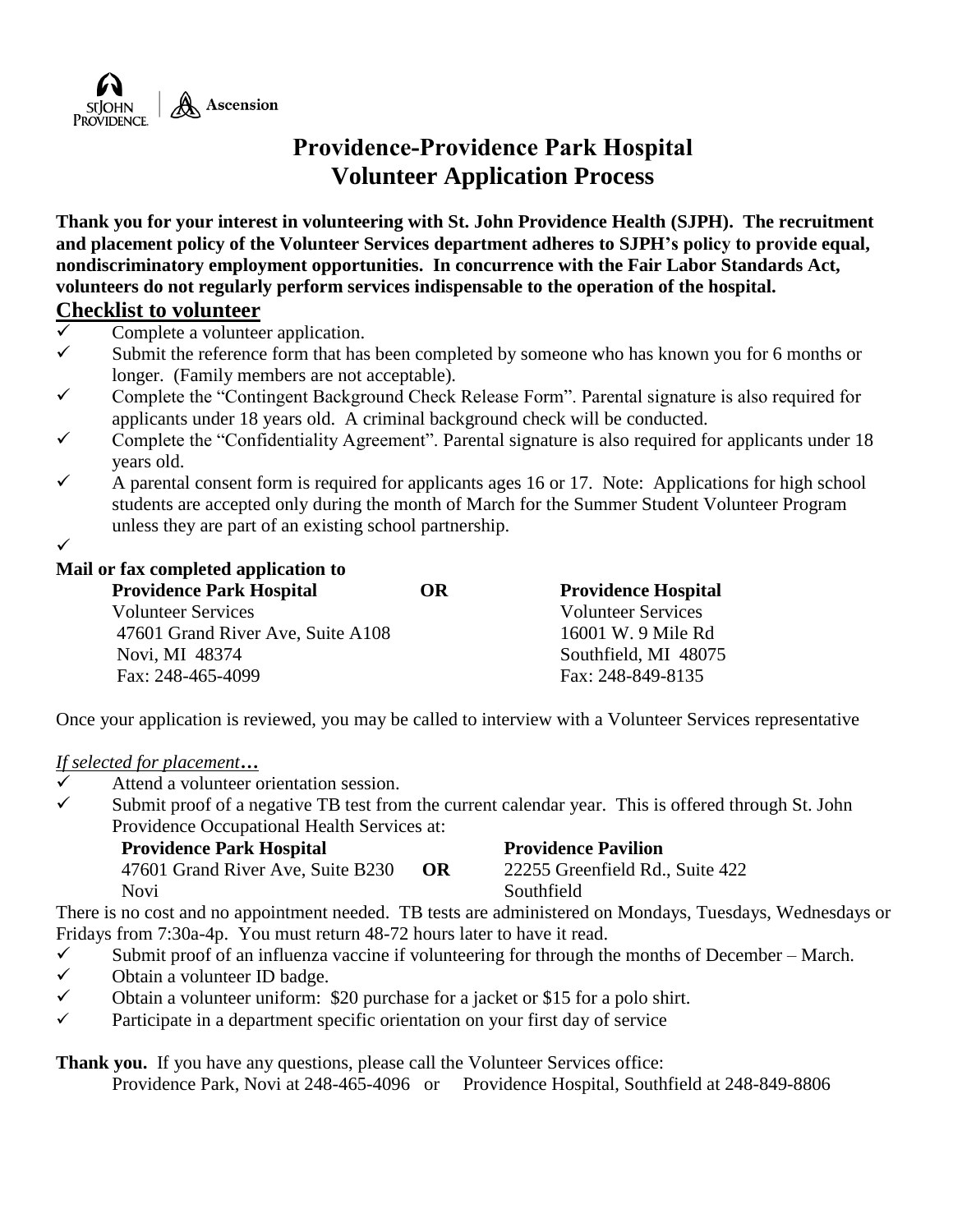St John Providence | Ascension

# Providence-Providence Park Hospital
# Volunteer Application Process

**Thank you for your interest in volunteering with St. John Providence Health (SJPH). The recruitment and placement policy of the Volunteer Services department adheres to SJPH's policy to provide equal, nondiscriminatory employment opportunities. In concurrence with the Fair Labor Standards Act, volunteers do not regularly perform services indispensable to the operation of the hospital.**

## Checklist to volunteer

- ✓ Complete a volunteer application.
- ✓ Submit the reference form that has been completed by someone who has known you for 6 months or longer. (Family members are not acceptable).
- ✓ Complete the "Contingent Background Check Release Form". Parental signature is also required for applicants under 18 years old. A criminal background check will be conducted.
- ✓ Complete the "Confidentiality Agreement". Parental signature is also required for applicants under 18 years old.
- ✓ A parental consent form is required for applicants ages 16 or 17. Note: Applications for high school students are accepted only during the month of March for the Summer Student Volunteer Program unless they are part of an existing school partnership.
- ✓

**Mail or fax completed application to**

**Providence Park Hospital**
Volunteer Services
47601 Grand River Ave, Suite A108
Novi, MI 48374
Fax: 248-465-4099

**OR**

**Providence Hospital**
Volunteer Services
16001 W. 9 Mile Rd
Southfield, MI 48075
Fax: 248-849-8135

Once your application is reviewed, you may be called to interview with a Volunteer Services representative

*If selected for placement…*

- ✓ Attend a volunteer orientation session.
- ✓ Submit proof of a negative TB test from the current calendar year. This is offered through St. John Providence Occupational Health Services at:

**Providence Park Hospital**
47601 Grand River Ave, Suite B230
Novi

**OR**

**Providence Pavilion**
22255 Greenfield Rd., Suite 422
Southfield

There is no cost and no appointment needed. TB tests are administered on Mondays, Tuesdays, Wednesdays or Fridays from 7:30a-4p. You must return 48-72 hours later to have it read.

- ✓ Submit proof of an influenza vaccine if volunteering for through the months of December – March.
- ✓ Obtain a volunteer ID badge.
- ✓ Obtain a volunteer uniform: $20 purchase for a jacket or $15 for a polo shirt.
- ✓ Participate in a department specific orientation on your first day of service

**Thank you.** If you have any questions, please call the Volunteer Services office:
Providence Park, Novi at 248-465-4096 or Providence Hospital, Southfield at 248-849-8806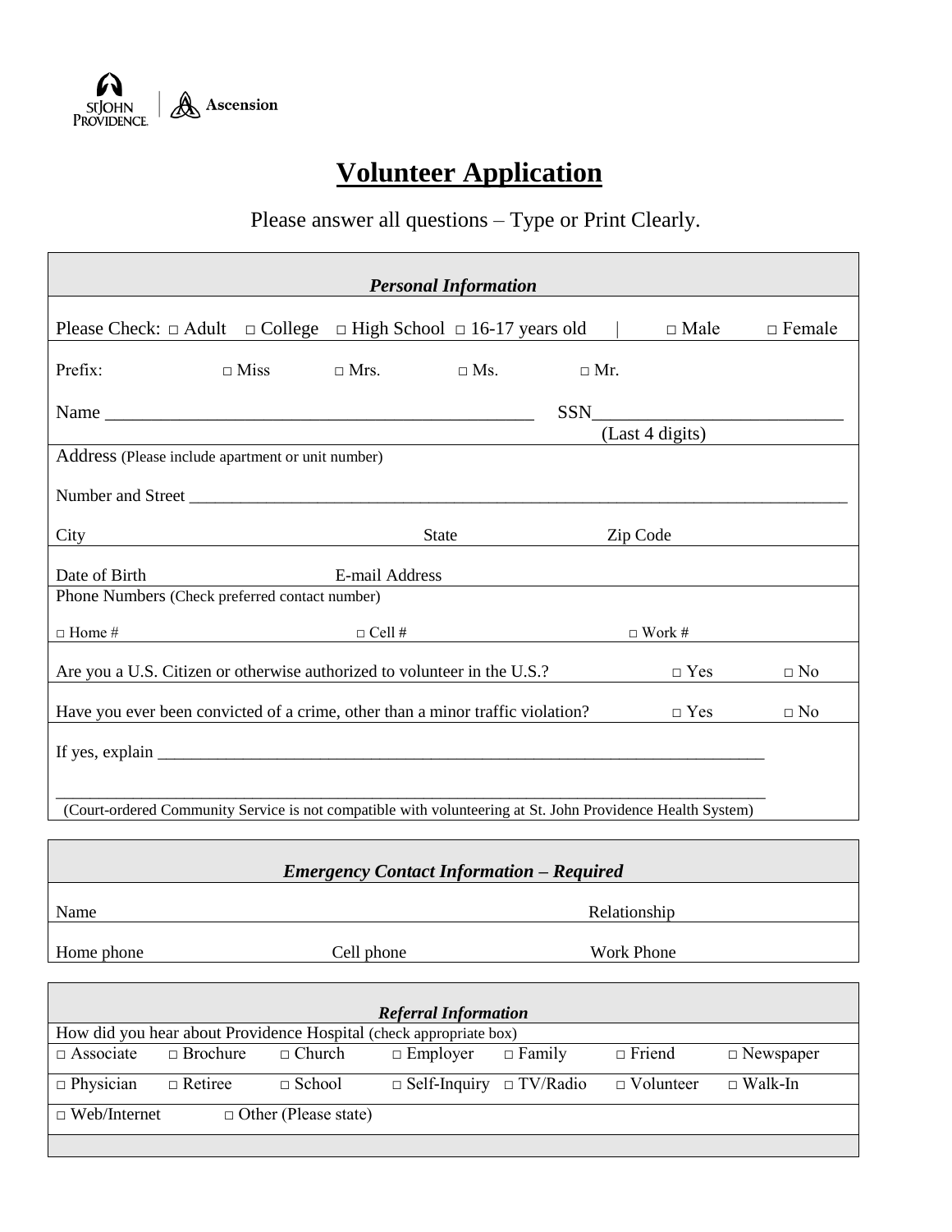St John Providence | Ascension

# Volunteer Application

Please answer all questions – Type or Print Clearly.

| ***Personal Information*** | | | | | | |
|---|---|---|---|---|---|---|
| Please Check: □ Adult □ College □ High School □ 16-17 years old \| □ Male □ Female | | | | | | |
| Prefix: | □ Miss | □ Mrs. | □ Ms. | □ Mr. | | |
| Name _______________________________________________ SSN__________________________ (Last 4 digits) | | | | | | |
| Address (Please include apartment or unit number) | | | | | | |
| Number and Street ________________________________________________________________________ | | | | | | |
| City | | State | | Zip Code | | |
| Date of Birth | | E-mail Address | | | | |
| Phone Numbers (Check preferred contact number) | | | | | | |
| □ Home # | | □ Cell # | | □ Work # | | |
| Are you a U.S. Citizen or otherwise authorized to volunteer in the U.S.? | | | | | □ Yes | □ No |
| Have you ever been convicted of a crime, other than a minor traffic violation? | | | | | □ Yes | □ No |
| If yes, explain ____________________________________________________________________ ____________________________________________________________________________ (Court-ordered Community Service is not compatible with volunteering at St. John Providence Health System) | | | | | | |

| ***Emergency Contact Information – Required*** | | |
|---|---|---|
| Name | | Relationship |
| Home phone | Cell phone | Work Phone |

| ***Referral Information*** | | | | | | |
|---|---|---|---|---|---|---|
| How did you hear about Providence Hospital (check appropriate box) | | | | | | |
| □ Associate | □ Brochure | □ Church | □ Employer | □ Family | □ Friend | □ Newspaper |
| □ Physician | □ Retiree | □ School | □ Self-Inquiry | □ TV/Radio | □ Volunteer | □ Walk-In |
| □ Web/Internet | □ Other (Please state) | | | | | |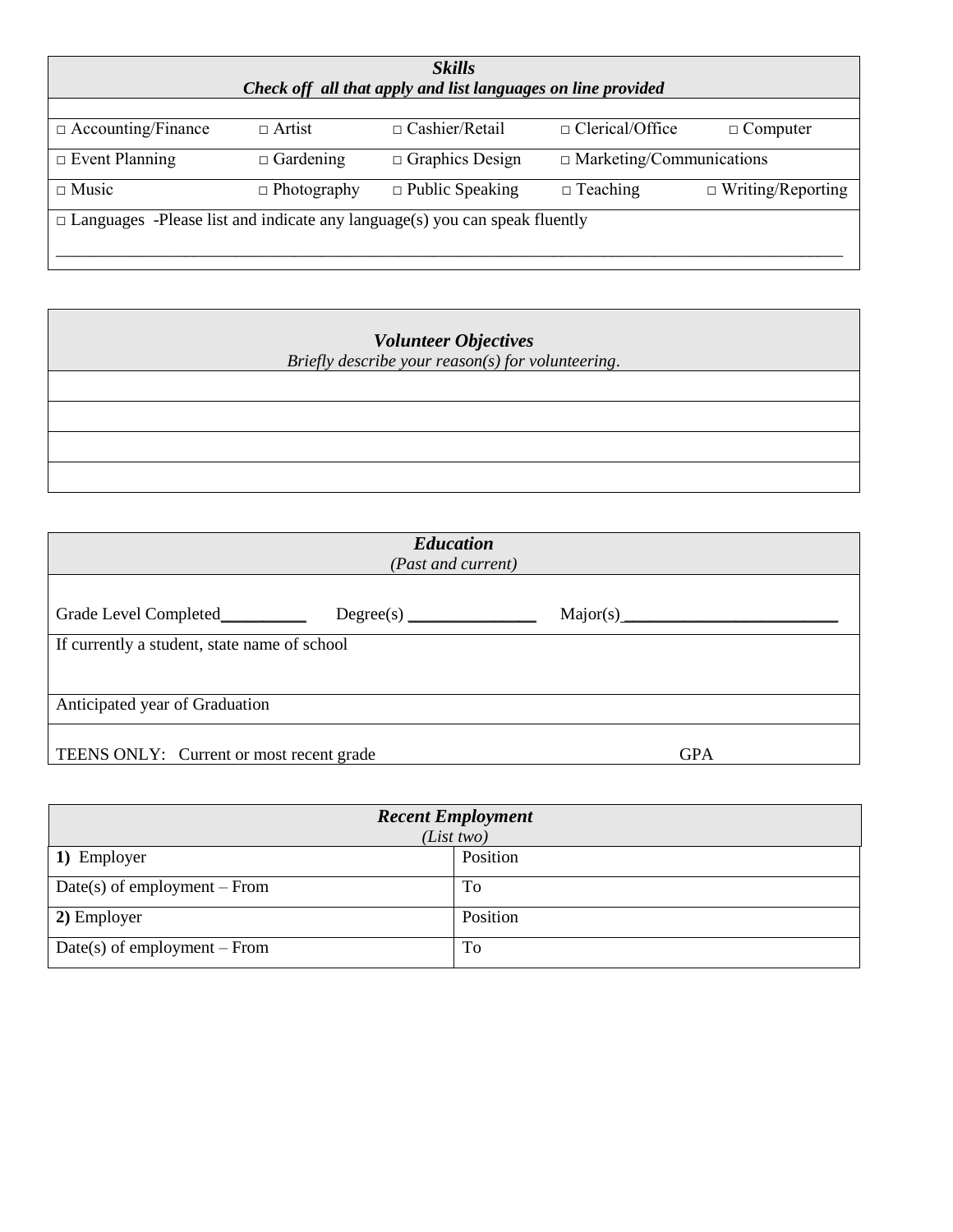## *Skills*

***Check off all that apply and list languages on line provided***

| | | | | |
|---|---|---|---|---|
| □ Accounting/Finance | □ Artist | □ Cashier/Retail | □ Clerical/Office | □ Computer |
| □ Event Planning | □ Gardening | □ Graphics Design | □ Marketing/Communications | |
| □ Music | □ Photography | □ Public Speaking | □ Teaching | □ Writing/Reporting |

□ Languages -Please list and indicate any language(s) you can speak fluently

_____________________________________________________________________________________

## *Volunteer Objectives*

*Briefly describe your reason(s) for volunteering.*

| |
|---|
| |
| |
| |
| |

## *Education*

*(Past and current)*

Grade Level Completed__________ Degree(s) _______________ Major(s)_________________________

If currently a student, state name of school

Anticipated year of Graduation

TEENS ONLY: Current or most recent grade GPA

## *Recent Employment*

*(List two)*

| | |
|---|---|
| **1)** Employer | Position |
| Date(s) of employment – From | To |
| **2)** Employer | Position |
| Date(s) of employment – From | To |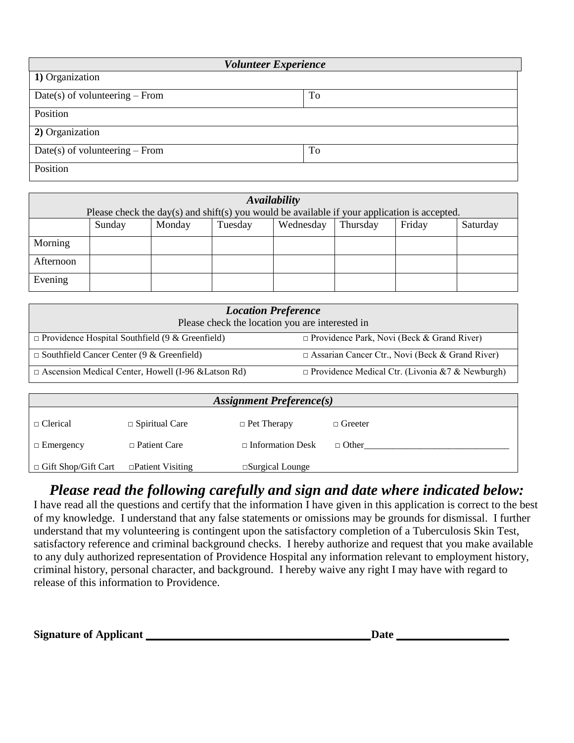| *Volunteer Experience* | |
|---|---|
| **1)** Organization | |
| Date(s) of volunteering – From | To |
| Position | |
| **2)** Organization | |
| Date(s) of volunteering – From | To |
| Position | |

| *Availability* Please check the day(s) and shift(s) you would be available if your application is accepted. | | | | | | | |
|---|---|---|---|---|---|---|---|
| | Sunday | Monday | Tuesday | Wednesday | Thursday | Friday | Saturday |
| Morning | | | | | | | |
| Afternoon | | | | | | | |
| Evening | | | | | | | |

| *Location Preference* Please check the location you are interested in | |
|---|---|
| □ Providence Hospital Southfield (9 & Greenfield) | □ Providence Park, Novi (Beck & Grand River) |
| □ Southfield Cancer Center (9 & Greenfield) | □ Assarian Cancer Ctr., Novi (Beck & Grand River) |
| □ Ascension Medical Center, Howell (I-96 &Latson Rd) | □ Providence Medical Ctr. (Livonia &7 & Newburgh) |

| *Assignment Preference(s)* | | | |
|---|---|---|---|
| □ Clerical | □ Spiritual Care | □ Pet Therapy | □ Greeter |
| □ Emergency | □ Patient Care | □ Information Desk | □ Other_______________________________ |
| □ Gift Shop/Gift Cart | □Patient Visiting | □Surgical Lounge | |

## *Please read the following carefully and sign and date where indicated below:*

I have read all the questions and certify that the information I have given in this application is correct to the best of my knowledge. I understand that any false statements or omissions may be grounds for dismissal. I further understand that my volunteering is contingent upon the satisfactory completion of a Tuberculosis Skin Test, satisfactory reference and criminal background checks. I hereby authorize and request that you make available to any duly authorized representation of Providence Hospital any information relevant to employment history, criminal history, personal character, and background. I hereby waive any right I may have with regard to release of this information to Providence.

**Signature of Applicant** ______________________________________ **Date** ___________________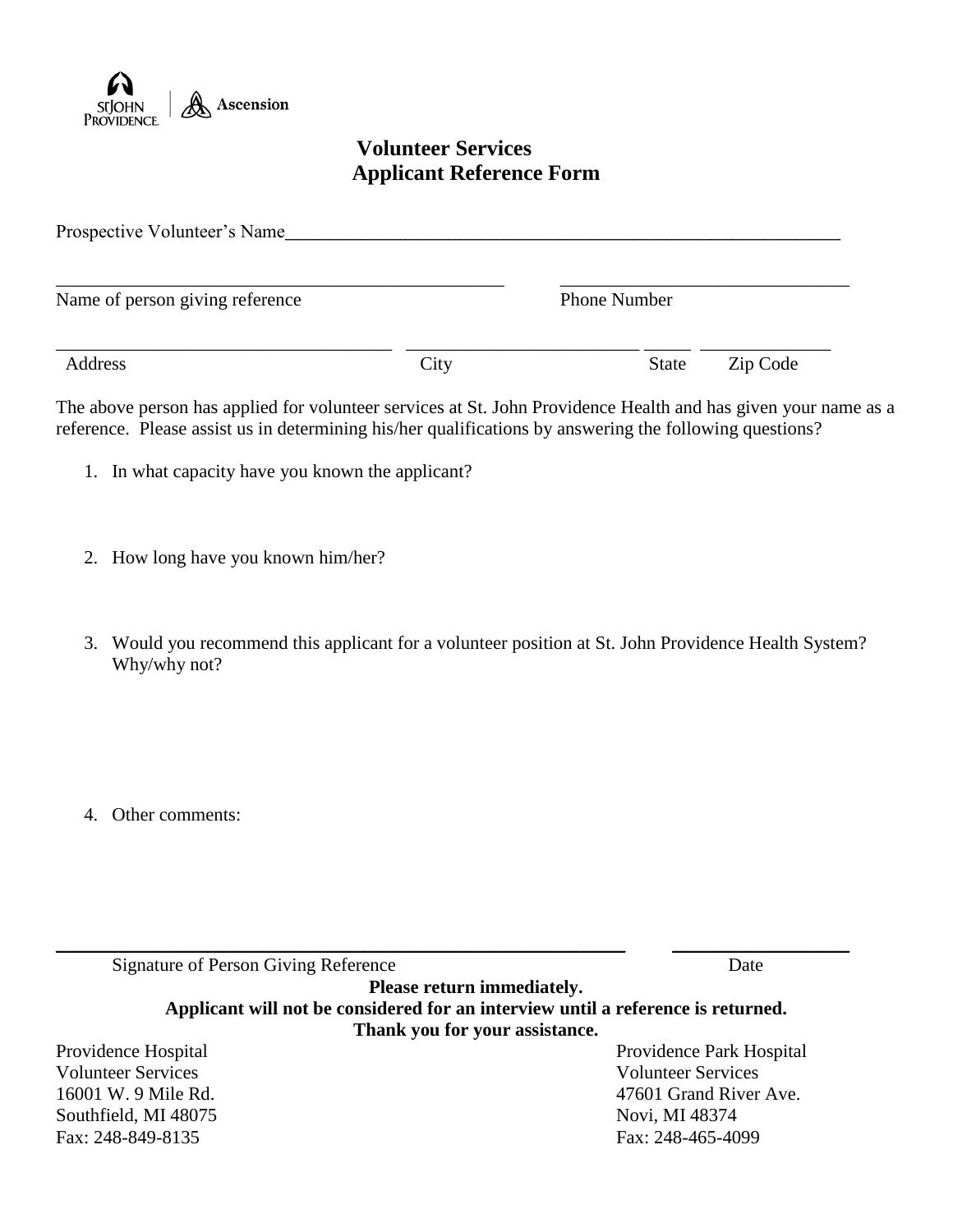# Volunteer Services
## Applicant Reference Form

Prospective Volunteer's Name_______________________________________________________________

_________________________________________________ _______________________________

Name of person giving reference Phone Number

____________________________________ _________________________ _____ ______________

Address City State Zip Code

The above person has applied for volunteer services at St. John Providence Health and has given your name as a reference. Please assist us in determining his/her qualifications by answering the following questions?

1. In what capacity have you known the applicant?

2. How long have you known him/her?

3. Would you recommend this applicant for a volunteer position at St. John Providence Health System? Why/why not?

4. Other comments:

______________________________________________________________ ___________________

Signature of Person Giving Reference Date

**Please return immediately.**

**Applicant will not be considered for an interview until a reference is returned.**

**Thank you for your assistance.**

Providence Hospital
Volunteer Services
16001 W. 9 Mile Rd.
Southfield, MI 48075
Fax: 248-849-8135

Providence Park Hospital
Volunteer Services
47601 Grand River Ave.
Novi, MI 48374
Fax: 248-465-4099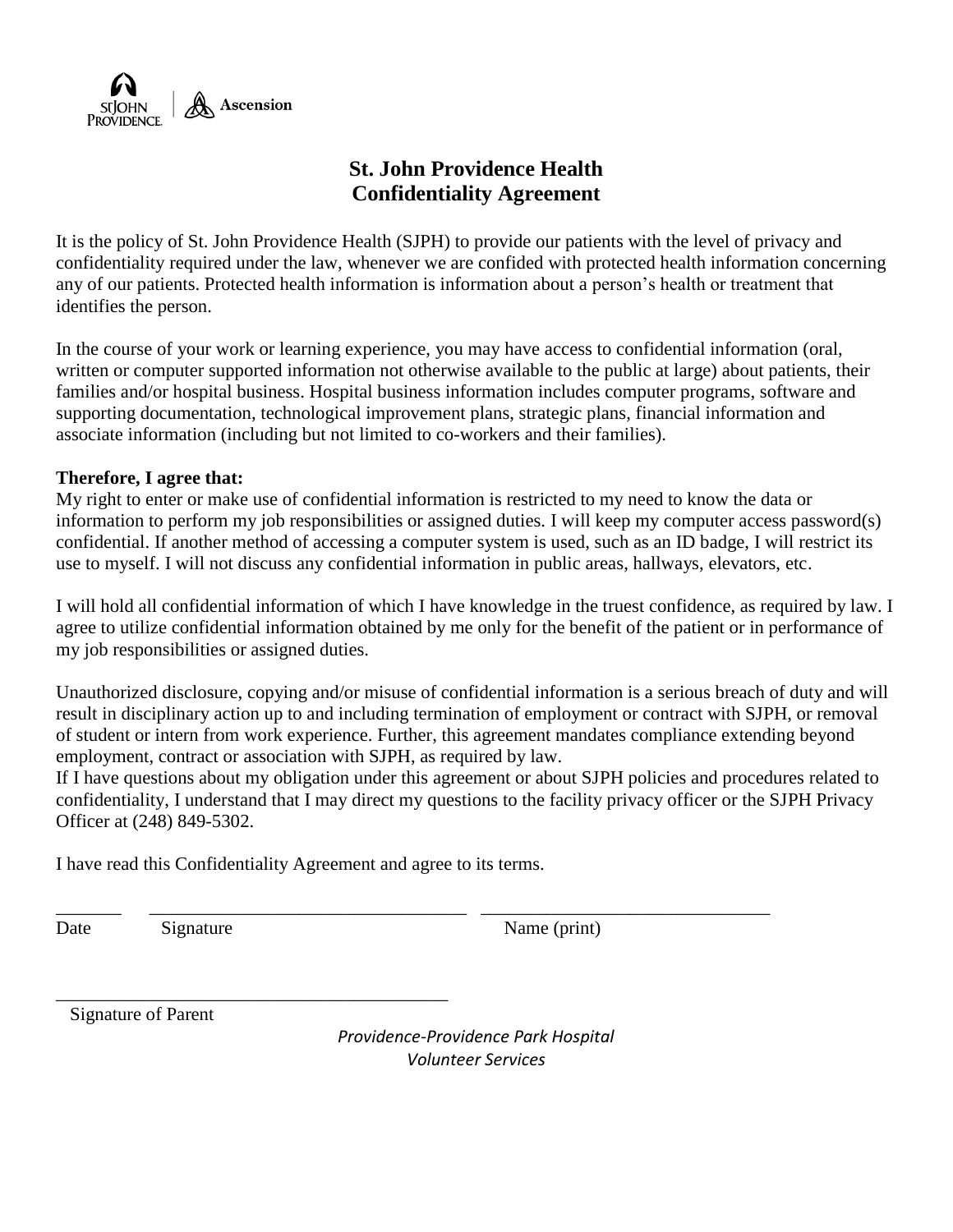St. John Providence | Ascension

# St. John Providence Health
# Confidentiality Agreement

It is the policy of St. John Providence Health (SJPH) to provide our patients with the level of privacy and confidentiality required under the law, whenever we are confided with protected health information concerning any of our patients. Protected health information is information about a person's health or treatment that identifies the person.

In the course of your work or learning experience, you may have access to confidential information (oral, written or computer supported information not otherwise available to the public at large) about patients, their families and/or hospital business. Hospital business information includes computer programs, software and supporting documentation, technological improvement plans, strategic plans, financial information and associate information (including but not limited to co-workers and their families).

**Therefore, I agree that:**
My right to enter or make use of confidential information is restricted to my need to know the data or information to perform my job responsibilities or assigned duties. I will keep my computer access password(s) confidential. If another method of accessing a computer system is used, such as an ID badge, I will restrict its use to myself. I will not discuss any confidential information in public areas, hallways, elevators, etc.

I will hold all confidential information of which I have knowledge in the truest confidence, as required by law. I agree to utilize confidential information obtained by me only for the benefit of the patient or in performance of my job responsibilities or assigned duties.

Unauthorized disclosure, copying and/or misuse of confidential information is a serious breach of duty and will result in disciplinary action up to and including termination of employment or contract with SJPH, or removal of student or intern from work experience. Further, this agreement mandates compliance extending beyond employment, contract or association with SJPH, as required by law.
If I have questions about my obligation under this agreement or about SJPH policies and procedures related to confidentiality, I understand that I may direct my questions to the facility privacy officer or the SJPH Privacy Officer at (248) 849-5302.

I have read this Confidentiality Agreement and agree to its terms.

_______ __________________________________ ______________________________
Date Signature Name (print)

________________________________________
Signature of Parent

*Providence-Providence Park Hospital*
*Volunteer Services*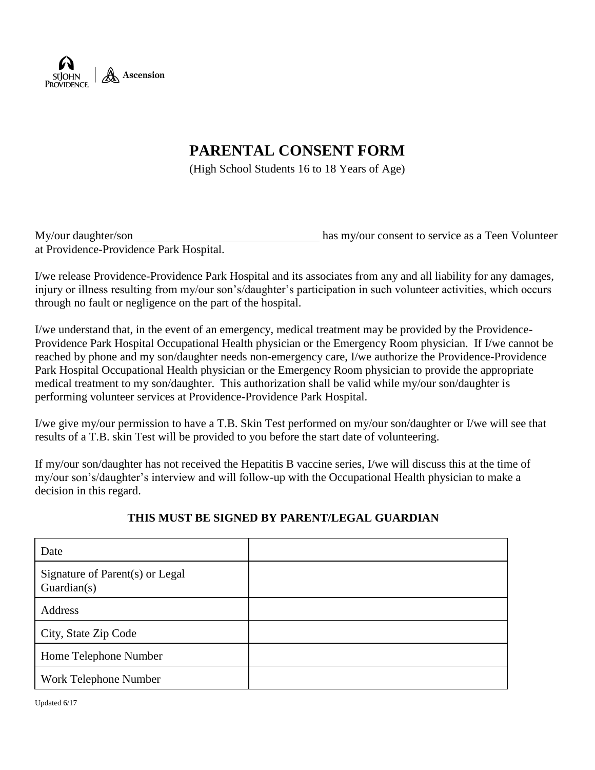St John Providence | Ascension

# PARENTAL CONSENT FORM

(High School Students 16 to 18 Years of Age)

My/our daughter/son ______________________________ has my/our consent to service as a Teen Volunteer at Providence-Providence Park Hospital.

I/we release Providence-Providence Park Hospital and its associates from any and all liability for any damages, injury or illness resulting from my/our son's/daughter's participation in such volunteer activities, which occurs through no fault or negligence on the part of the hospital.

I/we understand that, in the event of an emergency, medical treatment may be provided by the Providence-Providence Park Hospital Occupational Health physician or the Emergency Room physician. If I/we cannot be reached by phone and my son/daughter needs non-emergency care, I/we authorize the Providence-Providence Park Hospital Occupational Health physician or the Emergency Room physician to provide the appropriate medical treatment to my son/daughter. This authorization shall be valid while my/our son/daughter is performing volunteer services at Providence-Providence Park Hospital.

I/we give my/our permission to have a T.B. Skin Test performed on my/our son/daughter or I/we will see that results of a T.B. skin Test will be provided to you before the start date of volunteering.

If my/our son/daughter has not received the Hepatitis B vaccine series, I/we will discuss this at the time of my/our son's/daughter's interview and will follow-up with the Occupational Health physician to make a decision in this regard.

**THIS MUST BE SIGNED BY PARENT/LEGAL GUARDIAN**

| | |
|---|---|
| Date | |
| Signature of Parent(s) or Legal Guardian(s) | |
| Address | |
| City, State Zip Code | |
| Home Telephone Number | |
| Work Telephone Number | |

Updated 6/17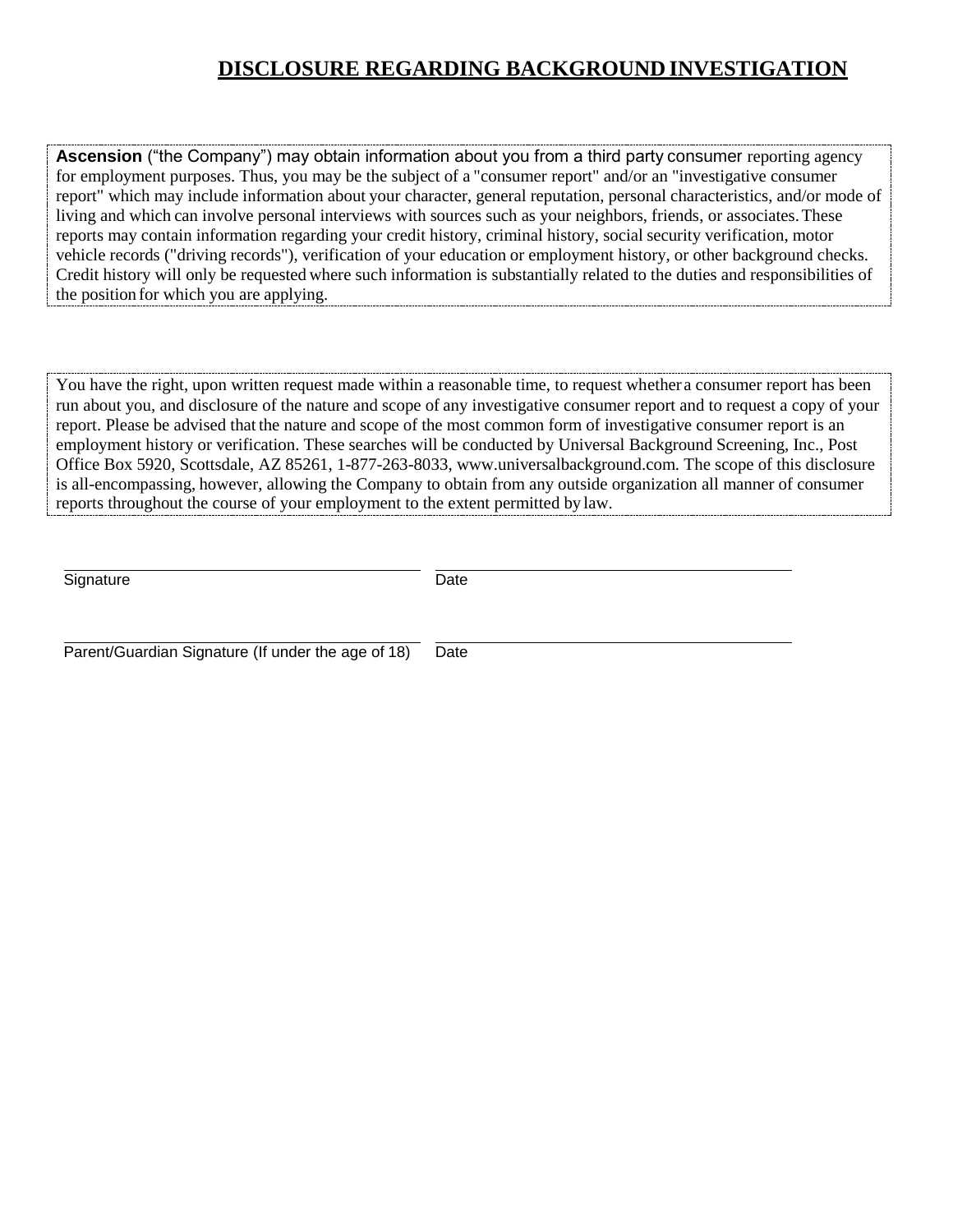# DISCLOSURE REGARDING BACKGROUND INVESTIGATION

**Ascension** ("the Company") may obtain information about you from a third party consumer reporting agency for employment purposes. Thus, you may be the subject of a "consumer report" and/or an "investigative consumer report" which may include information about your character, general reputation, personal characteristics, and/or mode of living and which can involve personal interviews with sources such as your neighbors, friends, or associates. These reports may contain information regarding your credit history, criminal history, social security verification, motor vehicle records ("driving records"), verification of your education or employment history, or other background checks. Credit history will only be requested where such information is substantially related to the duties and responsibilities of the position for which you are applying.

You have the right, upon written request made within a reasonable time, to request whether a consumer report has been run about you, and disclosure of the nature and scope of any investigative consumer report and to request a copy of your report. Please be advised that the nature and scope of the most common form of investigative consumer report is an employment history or verification. These searches will be conducted by Universal Background Screening, Inc., Post Office Box 5920, Scottsdale, AZ 85261, 1-877-263-8033, www.universalbackground.com. The scope of this disclosure is all-encompassing, however, allowing the Company to obtain from any outside organization all manner of consumer reports throughout the course of your employment to the extent permitted by law.

| Signature | Date |
|---|---|
| Parent/Guardian Signature (If under the age of 18) | Date |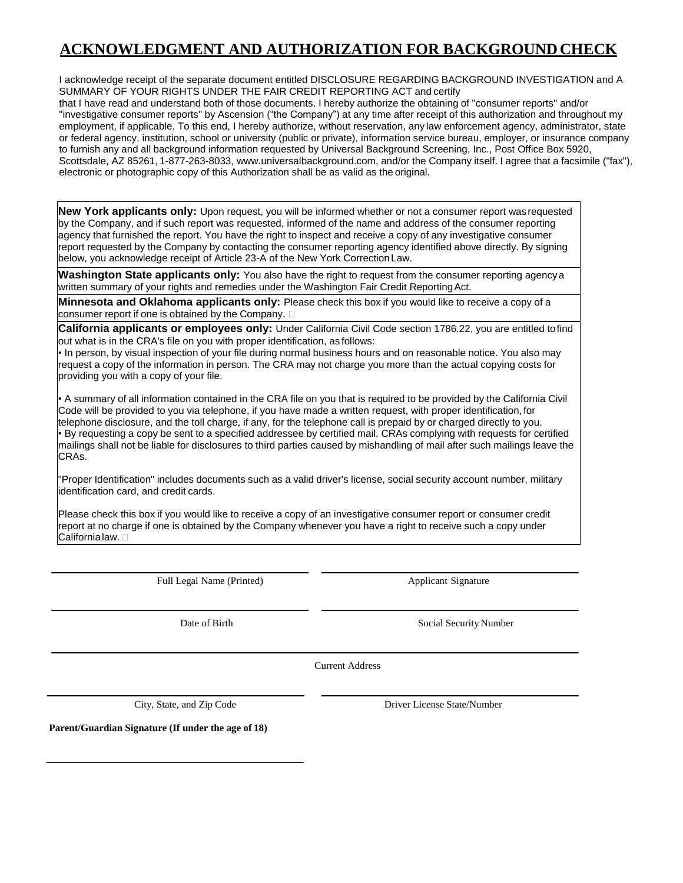# ACKNOWLEDGMENT AND AUTHORIZATION FOR BACKGROUND CHECK

I acknowledge receipt of the separate document entitled DISCLOSURE REGARDING BACKGROUND INVESTIGATION and A SUMMARY OF YOUR RIGHTS UNDER THE FAIR CREDIT REPORTING ACT and certify that I have read and understand both of those documents. I hereby authorize the obtaining of "consumer reports" and/or "investigative consumer reports" by Ascension ("the Company") at any time after receipt of this authorization and throughout my employment, if applicable. To this end, I hereby authorize, without reservation, any law enforcement agency, administrator, state or federal agency, institution, school or university (public or private), information service bureau, employer, or insurance company to furnish any and all background information requested by Universal Background Screening, Inc., Post Office Box 5920, Scottsdale, AZ 85261, 1-877-263-8033, www.universalbackground.com, and/or the Company itself. I agree that a facsimile ("fax"), electronic or photographic copy of this Authorization shall be as valid as the original.

**New York applicants only:** Upon request, you will be informed whether or not a consumer report was requested by the Company, and if such report was requested, informed of the name and address of the consumer reporting agency that furnished the report. You have the right to inspect and receive a copy of any investigative consumer report requested by the Company by contacting the consumer reporting agency identified above directly. By signing below, you acknowledge receipt of Article 23-A of the New York Correction Law.

**Washington State applicants only:** You also have the right to request from the consumer reporting agency a written summary of your rights and remedies under the Washington Fair Credit Reporting Act.

**Minnesota and Oklahoma applicants only:** Please check this box if you would like to receive a copy of a consumer report if one is obtained by the Company. ☐

**California applicants or employees only:** Under California Civil Code section 1786.22, you are entitled to find out what is in the CRA's file on you with proper identification, as follows:

- In person, by visual inspection of your file during normal business hours and on reasonable notice. You also may request a copy of the information in person. The CRA may not charge you more than the actual copying costs for providing you with a copy of your file.

- A summary of all information contained in the CRA file on you that is required to be provided by the California Civil Code will be provided to you via telephone, if you have made a written request, with proper identification, for telephone disclosure, and the toll charge, if any, for the telephone call is prepaid by or charged directly to you.
- By requesting a copy be sent to a specified addressee by certified mail. CRAs complying with requests for certified mailings shall not be liable for disclosures to third parties caused by mishandling of mail after such mailings leave the CRAs.

"Proper Identification" includes documents such as a valid driver's license, social security account number, military identification card, and credit cards.

Please check this box if you would like to receive a copy of an investigative consumer report or consumer credit report at no charge if one is obtained by the Company whenever you have a right to receive such a copy under California law. ☐

______________________________ ______________________________
Full Legal Name (Printed) Applicant Signature

______________________________ ______________________________
Date of Birth Social Security Number

____________________________________________________________
Current Address

______________________________ ______________________________
City, State, and Zip Code Driver License State/Number

**Parent/Guardian Signature (If under the age of 18)**

______________________________